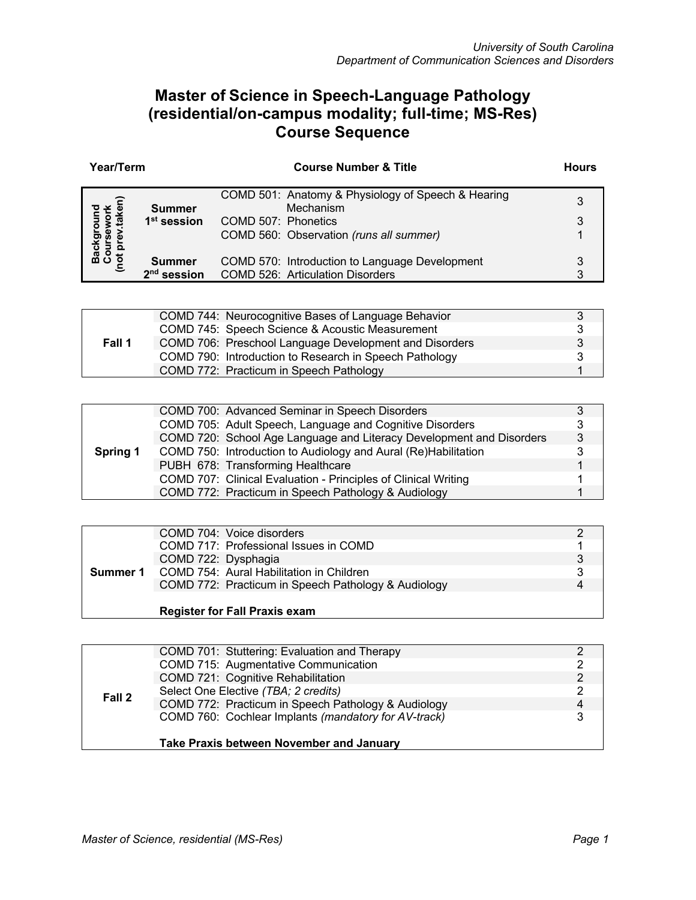University of South Carolina
Department of Communication Sciences and Disorders

# Master of Science in Speech-Language Pathology (residential/on-campus modality; full-time; MS-Res) Course Sequence

| Year/Term | | Course Number & Title | Hours |
|---|---|---|---|
| Background Coursework (not prev.taken) | Summer 1st session | COMD 501: Anatomy & Physiology of Speech & Hearing Mechanism | 3 |
| | | COMD 507: Phonetics | 3 |
| | | COMD 560: Observation *(runs all summer)* | 1 |
| | Summer 2nd session | COMD 570: Introduction to Language Development | 3 |
| | | COMD 526: Articulation Disorders | 3 |

| Year/Term | Course Number & Title | Hours |
|---|---|---|
| Fall 1 | COMD 744: Neurocognitive Bases of Language Behavior | 3 |
| | COMD 745: Speech Science & Acoustic Measurement | 3 |
| | COMD 706: Preschool Language Development and Disorders | 3 |
| | COMD 790: Introduction to Research in Speech Pathology | 3 |
| | COMD 772: Practicum in Speech Pathology | 1 |

| Year/Term | Course Number & Title | Hours |
|---|---|---|
| Spring 1 | COMD 700: Advanced Seminar in Speech Disorders | 3 |
| | COMD 705: Adult Speech, Language and Cognitive Disorders | 3 |
| | COMD 720: School Age Language and Literacy Development and Disorders | 3 |
| | COMD 750: Introduction to Audiology and Aural (Re)Habilitation | 3 |
| | PUBH 678: Transforming Healthcare | 1 |
| | COMD 707: Clinical Evaluation - Principles of Clinical Writing | 1 |
| | COMD 772: Practicum in Speech Pathology & Audiology | 1 |

| Year/Term | Course Number & Title | Hours |
|---|---|---|
| Summer 1 | COMD 704: Voice disorders | 2 |
| | COMD 717: Professional Issues in COMD | 1 |
| | COMD 722: Dysphagia | 3 |
| | COMD 754: Aural Habilitation in Children | 3 |
| | COMD 772: Practicum in Speech Pathology & Audiology | 4 |
| | **Register for Fall Praxis exam** | |

| Year/Term | Course Number & Title | Hours |
|---|---|---|
| Fall 2 | COMD 701: Stuttering: Evaluation and Therapy | 2 |
| | COMD 715: Augmentative Communication | 2 |
| | COMD 721: Cognitive Rehabilitation | 2 |
| | Select One Elective *(TBA; 2 credits)* | 2 |
| | COMD 772: Practicum in Speech Pathology & Audiology | 4 |
| | COMD 760: Cochlear Implants *(mandatory for AV-track)* | 3 |
| | **Take Praxis between November and January** | |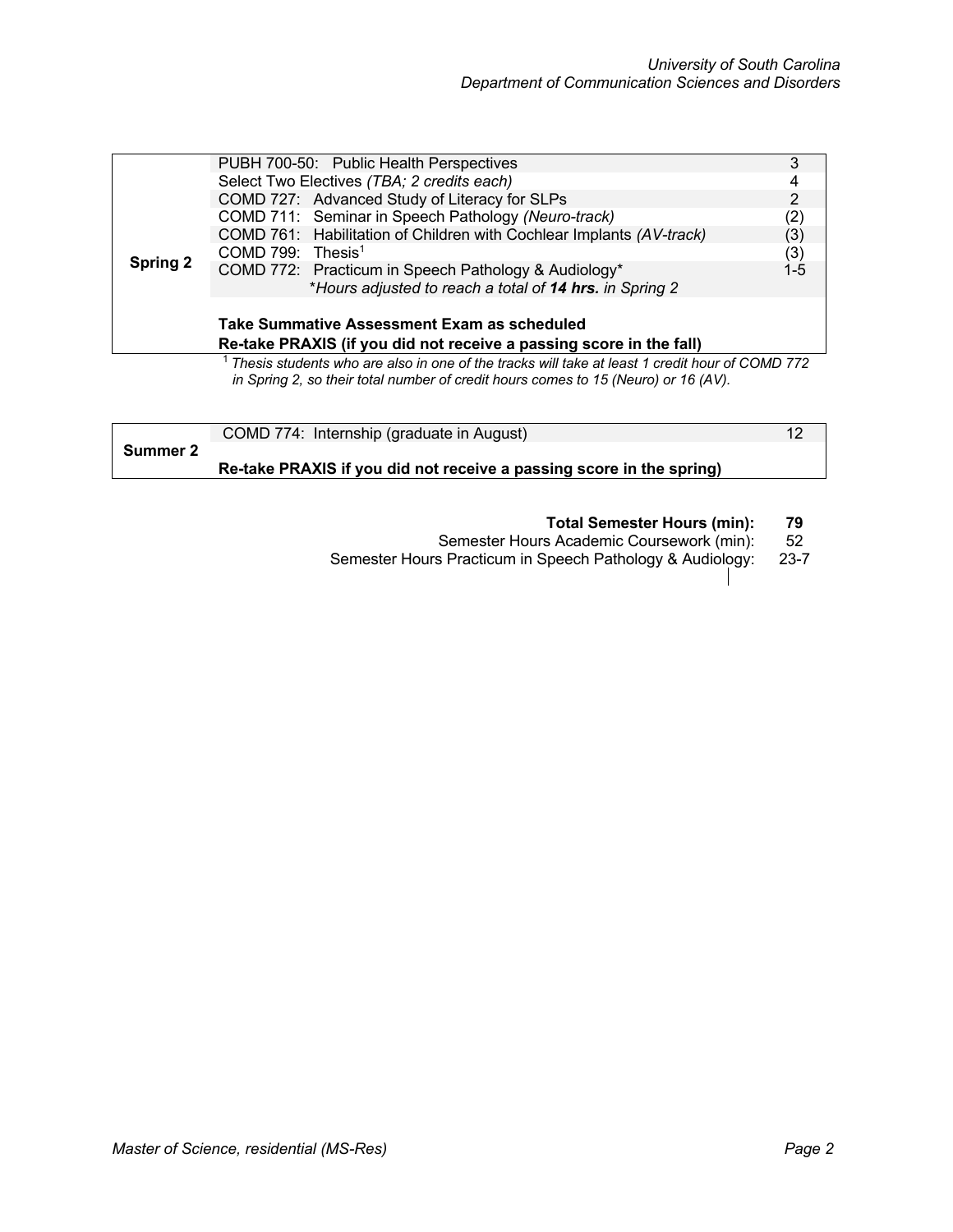| | | |
|---|---|---|
| **Spring 2** | PUBH 700-50: Public Health Perspectives | 3 |
| | Select Two Electives *(TBA; 2 credits each)* | 4 |
| | COMD 727: Advanced Study of Literacy for SLPs | 2 |
| | COMD 711: Seminar in Speech Pathology *(Neuro-track)* | (2) |
| | COMD 761: Habilitation of Children with Cochlear Implants *(AV-track)* | (3) |
| | COMD 799: Thesis[1] | (3) |
| | COMD 772: Practicum in Speech Pathology & Audiology* *Hours adjusted to reach a total of **14 hrs.** in Spring 2* | 1-5 |
| | **Take Summative Assessment Exam as scheduled** | |
| | **Re-take PRAXIS (if you did not receive a passing score in the fall)** | |

[1] *Thesis students who are also in one of the tracks will take at least 1 credit hour of COMD 772 in Spring 2, so their total number of credit hours comes to 15 (Neuro) or 16 (AV).*

| | | |
|---|---|---|
| **Summer 2** | COMD 774: Internship (graduate in August) | 12 |
| | **Re-take PRAXIS if you did not receive a passing score in the spring)** | |

| | |
|---|---|
| **Total Semester Hours (min):** | **79** |
| Semester Hours Academic Coursework (min): | 52 |
| Semester Hours Practicum in Speech Pathology & Audiology: | 23-7 |